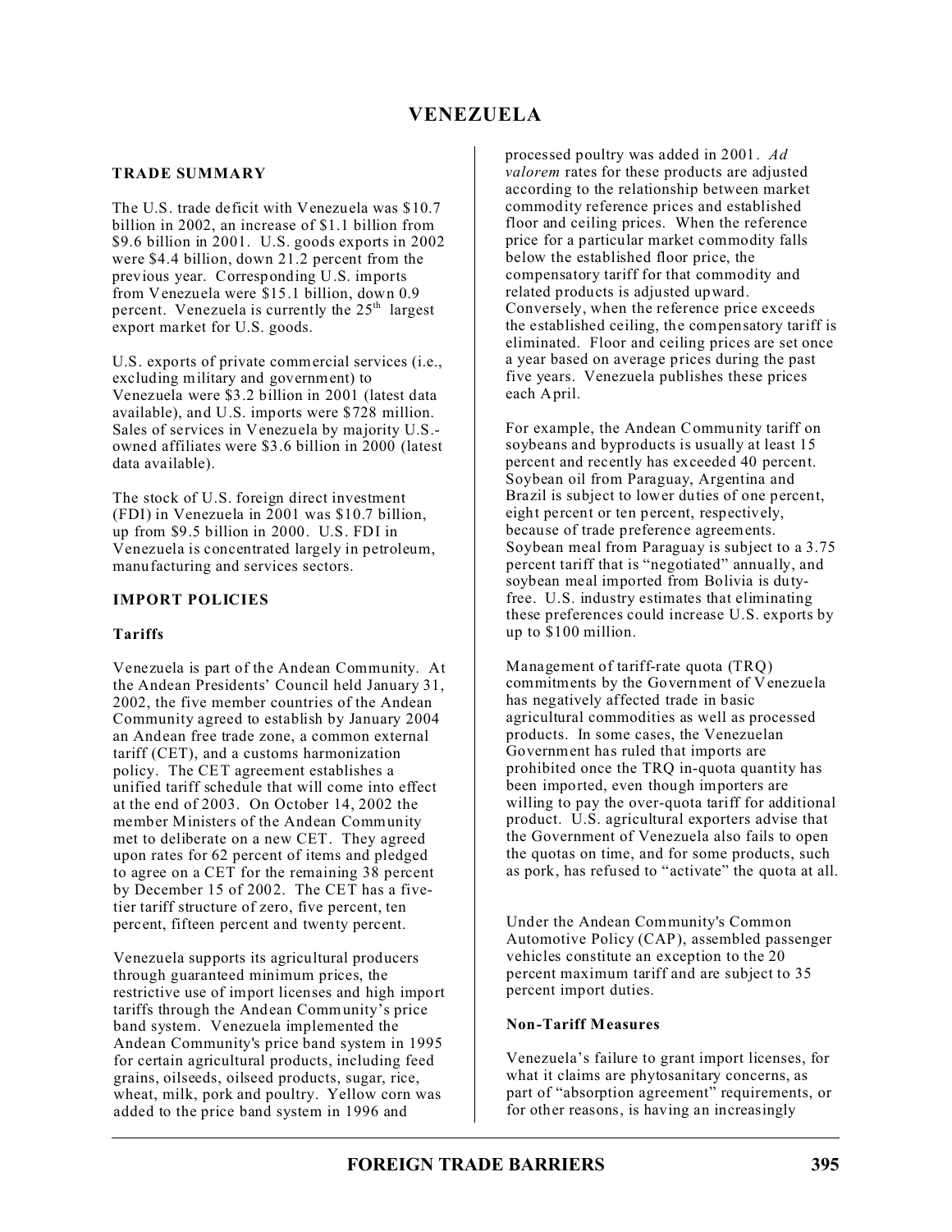# VENEZUELA

## TRADE SUMMARY

The U.S. trade deficit with Venezuela was $10.7 billion in 2002, an increase of $1.1 billion from $9.6 billion in 2001. U.S. goods exports in 2002 were $4.4 billion, down 21.2 percent from the previous year. Corresponding U.S. imports from Venezuela were $15.1 billion, down 0.9 percent. Venezuela is currently the 25th largest export market for U.S. goods.

U.S. exports of private commercial services (i.e., excluding military and government) to Venezuela were $3.2 billion in 2001 (latest data available), and U.S. imports were $728 million. Sales of services in Venezuela by majority U.S.-owned affiliates were $3.6 billion in 2000 (latest data available).

The stock of U.S. foreign direct investment (FDI) in Venezuela in 2001 was $10.7 billion, up from $9.5 billion in 2000. U.S. FDI in Venezuela is concentrated largely in petroleum, manufacturing and services sectors.

## IMPORT POLICIES

### Tariffs

Venezuela is part of the Andean Community. At the Andean Presidents' Council held January 31, 2002, the five member countries of the Andean Community agreed to establish by January 2004 an Andean free trade zone, a common external tariff (CET), and a customs harmonization policy. The CET agreement establishes a unified tariff schedule that will come into effect at the end of 2003. On October 14, 2002 the member Ministers of the Andean Community met to deliberate on a new CET. They agreed upon rates for 62 percent of items and pledged to agree on a CET for the remaining 38 percent by December 15 of 2002. The CET has a five-tier tariff structure of zero, five percent, ten percent, fifteen percent and twenty percent.

Venezuela supports its agricultural producers through guaranteed minimum prices, the restrictive use of import licenses and high import tariffs through the Andean Community's price band system. Venezuela implemented the Andean Community's price band system in 1995 for certain agricultural products, including feed grains, oilseeds, oilseed products, sugar, rice, wheat, milk, pork and poultry. Yellow corn was added to the price band system in 1996 and processed poultry was added in 2001. *Ad valorem* rates for these products are adjusted according to the relationship between market commodity reference prices and established floor and ceiling prices. When the reference price for a particular market commodity falls below the established floor price, the compensatory tariff for that commodity and related products is adjusted upward. Conversely, when the reference price exceeds the established ceiling, the compensatory tariff is eliminated. Floor and ceiling prices are set once a year based on average prices during the past five years. Venezuela publishes these prices each April.

For example, the Andean Community tariff on soybeans and byproducts is usually at least 15 percent and recently has exceeded 40 percent. Soybean oil from Paraguay, Argentina and Brazil is subject to lower duties of one percent, eight percent or ten percent, respectively, because of trade preference agreements. Soybean meal from Paraguay is subject to a 3.75 percent tariff that is "negotiated" annually, and soybean meal imported from Bolivia is duty-free. U.S. industry estimates that eliminating these preferences could increase U.S. exports by up to $100 million.

Management of tariff-rate quota (TRQ) commitments by the Government of Venezuela has negatively affected trade in basic agricultural commodities as well as processed products. In some cases, the Venezuelan Government has ruled that imports are prohibited once the TRQ in-quota quantity has been imported, even though importers are willing to pay the over-quota tariff for additional product. U.S. agricultural exporters advise that the Government of Venezuela also fails to open the quotas on time, and for some products, such as pork, has refused to "activate" the quota at all.

Under the Andean Community's Common Automotive Policy (CAP), assembled passenger vehicles constitute an exception to the 20 percent maximum tariff and are subject to 35 percent import duties.

### Non-Tariff Measures

Venezuela's failure to grant import licenses, for what it claims are phytosanitary concerns, as part of "absorption agreement" requirements, or for other reasons, is having an increasingly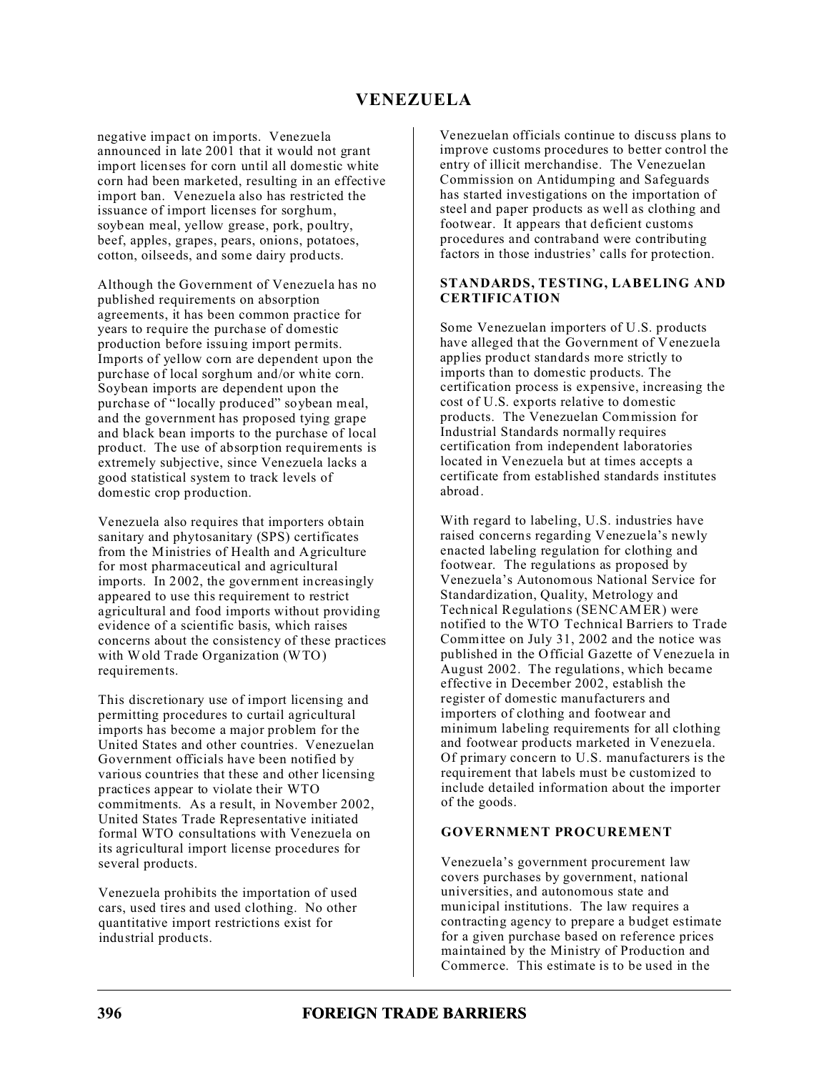negative impact on imports. Venezuela announced in late 2001 that it would not grant import licenses for corn until all domestic white corn had been marketed, resulting in an effective import ban. Venezuela also has restricted the issuance of import licenses for sorghum, soybean meal, yellow grease, pork, poultry, beef, apples, grapes, pears, onions, potatoes, cotton, oilseeds, and some dairy products.

Although the Government of Venezuela has no published requirements on absorption agreements, it has been common practice for years to require the purchase of domestic production before issuing import permits. Imports of yellow corn are dependent upon the purchase of local sorghum and/or white corn. Soybean imports are dependent upon the purchase of "locally produced" soybean meal, and the government has proposed tying grape and black bean imports to the purchase of local product. The use of absorption requirements is extremely subjective, since Venezuela lacks a good statistical system to track levels of domestic crop production.

Venezuela also requires that importers obtain sanitary and phytosanitary (SPS) certificates from the Ministries of Health and Agriculture for most pharmaceutical and agricultural imports. In 2002, the government increasingly appeared to use this requirement to restrict agricultural and food imports without providing evidence of a scientific basis, which raises concerns about the consistency of these practices with Wold Trade Organization (WTO) requirements.

This discretionary use of import licensing and permitting procedures to curtail agricultural imports has become a major problem for the United States and other countries. Venezuelan Government officials have been notified by various countries that these and other licensing practices appear to violate their WTO commitments. As a result, in November 2002, United States Trade Representative initiated formal WTO consultations with Venezuela on its agricultural import license procedures for several products.

Venezuela prohibits the importation of used cars, used tires and used clothing. No other quantitative import restrictions exist for industrial products.

Venezuelan officials continue to discuss plans to improve customs procedures to better control the entry of illicit merchandise. The Venezuelan Commission on Antidumping and Safeguards has started investigations on the importation of steel and paper products as well as clothing and footwear. It appears that deficient customs procedures and contraband were contributing factors in those industries' calls for protection.

## STANDARDS, TESTING, LABELING AND CERTIFICATION

Some Venezuelan importers of U.S. products have alleged that the Government of Venezuela applies product standards more strictly to imports than to domestic products. The certification process is expensive, increasing the cost of U.S. exports relative to domestic products. The Venezuelan Commission for Industrial Standards normally requires certification from independent laboratories located in Venezuela but at times accepts a certificate from established standards institutes abroad.

With regard to labeling, U.S. industries have raised concerns regarding Venezuela's newly enacted labeling regulation for clothing and footwear. The regulations as proposed by Venezuela's Autonomous National Service for Standardization, Quality, Metrology and Technical Regulations (SENCAMER) were notified to the WTO Technical Barriers to Trade Committee on July 31, 2002 and the notice was published in the Official Gazette of Venezuela in August 2002. The regulations, which became effective in December 2002, establish the register of domestic manufacturers and importers of clothing and footwear and minimum labeling requirements for all clothing and footwear products marketed in Venezuela. Of primary concern to U.S. manufacturers is the requirement that labels must be customized to include detailed information about the importer of the goods.

## GOVERNMENT PROCUREMENT

Venezuela's government procurement law covers purchases by government, national universities, and autonomous state and municipal institutions. The law requires a contracting agency to prepare a budget estimate for a given purchase based on reference prices maintained by the Ministry of Production and Commerce. This estimate is to be used in the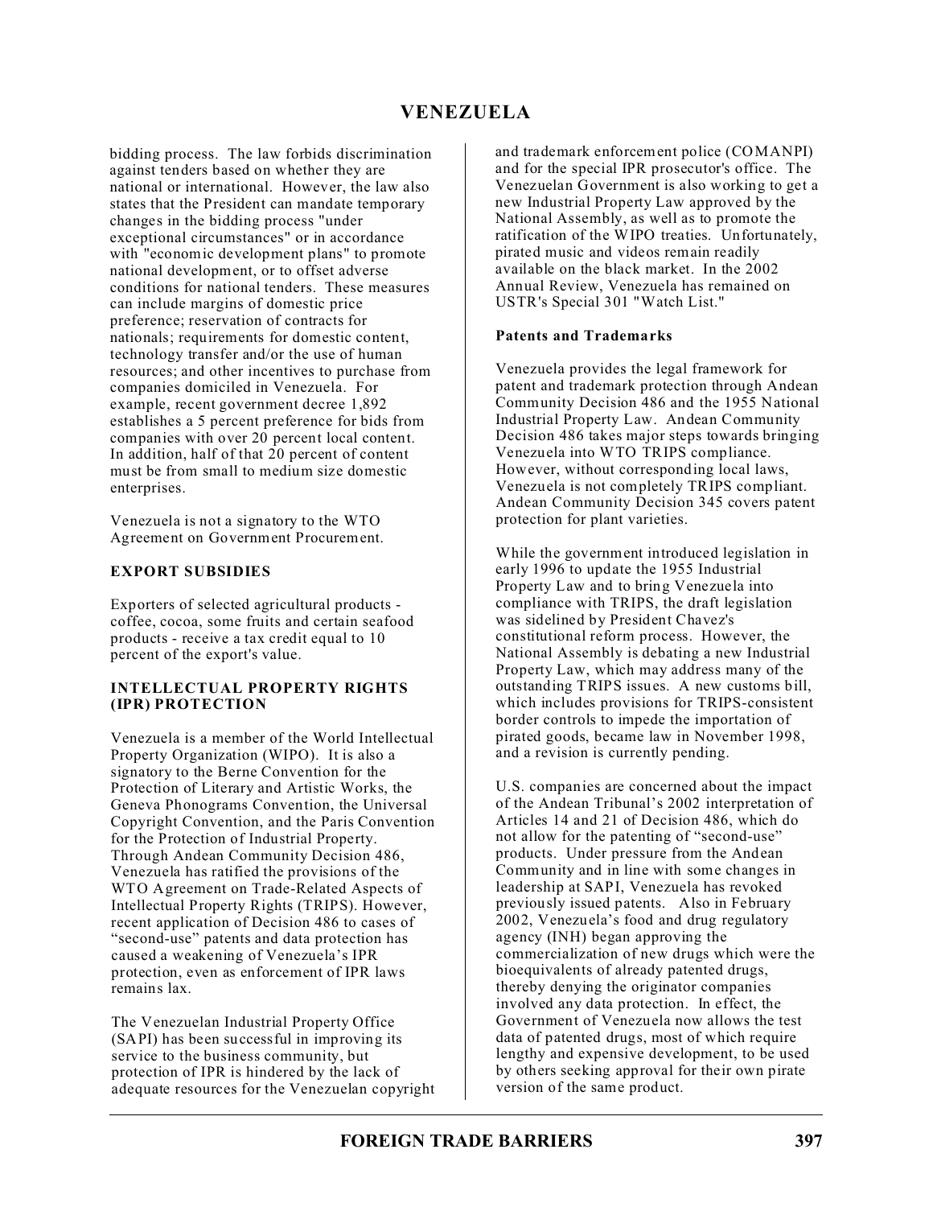bidding process. The law forbids discrimination against tenders based on whether they are national or international. However, the law also states that the President can mandate temporary changes in the bidding process "under exceptional circumstances" or in accordance with "economic development plans" to promote national development, or to offset adverse conditions for national tenders. These measures can include margins of domestic price preference; reservation of contracts for nationals; requirements for domestic content, technology transfer and/or the use of human resources; and other incentives to purchase from companies domiciled in Venezuela. For example, recent government decree 1,892 establishes a 5 percent preference for bids from companies with over 20 percent local content. In addition, half of that 20 percent of content must be from small to medium size domestic enterprises.

Venezuela is not a signatory to the WTO Agreement on Government Procurement.

## EXPORT SUBSIDIES

Exporters of selected agricultural products - coffee, cocoa, some fruits and certain seafood products - receive a tax credit equal to 10 percent of the export's value.

## INTELLECTUAL PROPERTY RIGHTS (IPR) PROTECTION

Venezuela is a member of the World Intellectual Property Organization (WIPO). It is also a signatory to the Berne Convention for the Protection of Literary and Artistic Works, the Geneva Phonograms Convention, the Universal Copyright Convention, and the Paris Convention for the Protection of Industrial Property. Through Andean Community Decision 486, Venezuela has ratified the provisions of the WTO Agreement on Trade-Related Aspects of Intellectual Property Rights (TRIPS). However, recent application of Decision 486 to cases of "second-use" patents and data protection has caused a weakening of Venezuela's IPR protection, even as enforcement of IPR laws remains lax.

The Venezuelan Industrial Property Office (SAPI) has been successful in improving its service to the business community, but protection of IPR is hindered by the lack of adequate resources for the Venezuelan copyright and trademark enforcement police (COMANPI) and for the special IPR prosecutor's office. The Venezuelan Government is also working to get a new Industrial Property Law approved by the National Assembly, as well as to promote the ratification of the WIPO treaties. Unfortunately, pirated music and videos remain readily available on the black market. In the 2002 Annual Review, Venezuela has remained on USTR's Special 301 "Watch List."

### Patents and Trademarks

Venezuela provides the legal framework for patent and trademark protection through Andean Community Decision 486 and the 1955 National Industrial Property Law. Andean Community Decision 486 takes major steps towards bringing Venezuela into WTO TRIPS compliance. However, without corresponding local laws, Venezuela is not completely TRIPS compliant. Andean Community Decision 345 covers patent protection for plant varieties.

While the government introduced legislation in early 1996 to update the 1955 Industrial Property Law and to bring Venezuela into compliance with TRIPS, the draft legislation was sidelined by President Chavez's constitutional reform process. However, the National Assembly is debating a new Industrial Property Law, which may address many of the outstanding TRIPS issues. A new customs bill, which includes provisions for TRIPS-consistent border controls to impede the importation of pirated goods, became law in November 1998, and a revision is currently pending.

U.S. companies are concerned about the impact of the Andean Tribunal's 2002 interpretation of Articles 14 and 21 of Decision 486, which do not allow for the patenting of "second-use" products. Under pressure from the Andean Community and in line with some changes in leadership at SAPI, Venezuela has revoked previously issued patents. Also in February 2002, Venezuela's food and drug regulatory agency (INH) began approving the commercialization of new drugs which were the bioequivalents of already patented drugs, thereby denying the originator companies involved any data protection. In effect, the Government of Venezuela now allows the test data of patented drugs, most of which require lengthy and expensive development, to be used by others seeking approval for their own pirate version of the same product.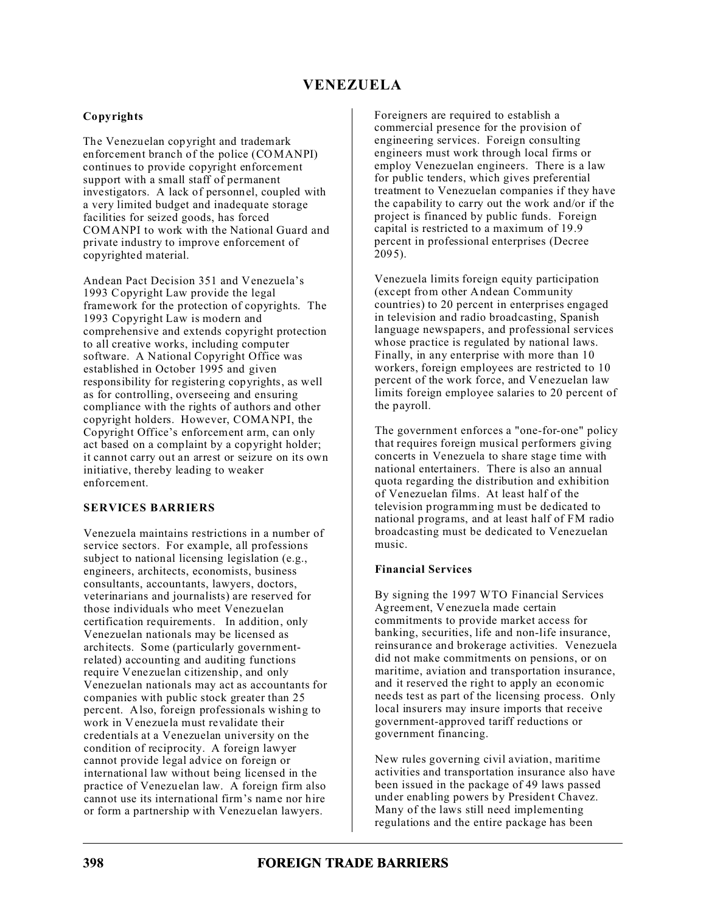# VENEZUELA

### Copyrights

The Venezuelan copyright and trademark enforcement branch of the police (COMANPI) continues to provide copyright enforcement support with a small staff of permanent investigators. A lack of personnel, coupled with a very limited budget and inadequate storage facilities for seized goods, has forced COMANPI to work with the National Guard and private industry to improve enforcement of copyrighted material.

Andean Pact Decision 351 and Venezuela's 1993 Copyright Law provide the legal framework for the protection of copyrights. The 1993 Copyright Law is modern and comprehensive and extends copyright protection to all creative works, including computer software. A National Copyright Office was established in October 1995 and given responsibility for registering copyrights, as well as for controlling, overseeing and ensuring compliance with the rights of authors and other copyright holders. However, COMANPI, the Copyright Office's enforcement arm, can only act based on a complaint by a copyright holder; it cannot carry out an arrest or seizure on its own initiative, thereby leading to weaker enforcement.

## SERVICES BARRIERS

Venezuela maintains restrictions in a number of service sectors. For example, all professions subject to national licensing legislation (e.g., engineers, architects, economists, business consultants, accountants, lawyers, doctors, veterinarians and journalists) are reserved for those individuals who meet Venezuelan certification requirements. In addition, only Venezuelan nationals may be licensed as architects. Some (particularly government-related) accounting and auditing functions require Venezuelan citizenship, and only Venezuelan nationals may act as accountants for companies with public stock greater than 25 percent. Also, foreign professionals wishing to work in Venezuela must revalidate their credentials at a Venezuelan university on the condition of reciprocity. A foreign lawyer cannot provide legal advice on foreign or international law without being licensed in the practice of Venezuelan law. A foreign firm also cannot use its international firm's name nor hire or form a partnership with Venezuelan lawyers.

Foreigners are required to establish a commercial presence for the provision of engineering services. Foreign consulting engineers must work through local firms or employ Venezuelan engineers. There is a law for public tenders, which gives preferential treatment to Venezuelan companies if they have the capability to carry out the work and/or if the project is financed by public funds. Foreign capital is restricted to a maximum of 19.9 percent in professional enterprises (Decree 2095).

Venezuela limits foreign equity participation (except from other Andean Community countries) to 20 percent in enterprises engaged in television and radio broadcasting, Spanish language newspapers, and professional services whose practice is regulated by national laws. Finally, in any enterprise with more than 10 workers, foreign employees are restricted to 10 percent of the work force, and Venezuelan law limits foreign employee salaries to 20 percent of the payroll.

The government enforces a "one-for-one" policy that requires foreign musical performers giving concerts in Venezuela to share stage time with national entertainers. There is also an annual quota regarding the distribution and exhibition of Venezuelan films. At least half of the television programming must be dedicated to national programs, and at least half of FM radio broadcasting must be dedicated to Venezuelan music.

### Financial Services

By signing the 1997 WTO Financial Services Agreement, Venezuela made certain commitments to provide market access for banking, securities, life and non-life insurance, reinsurance and brokerage activities. Venezuela did not make commitments on pensions, or on maritime, aviation and transportation insurance, and it reserved the right to apply an economic needs test as part of the licensing process. Only local insurers may insure imports that receive government-approved tariff reductions or government financing.

New rules governing civil aviation, maritime activities and transportation insurance also have been issued in the package of 49 laws passed under enabling powers by President Chavez. Many of the laws still need implementing regulations and the entire package has been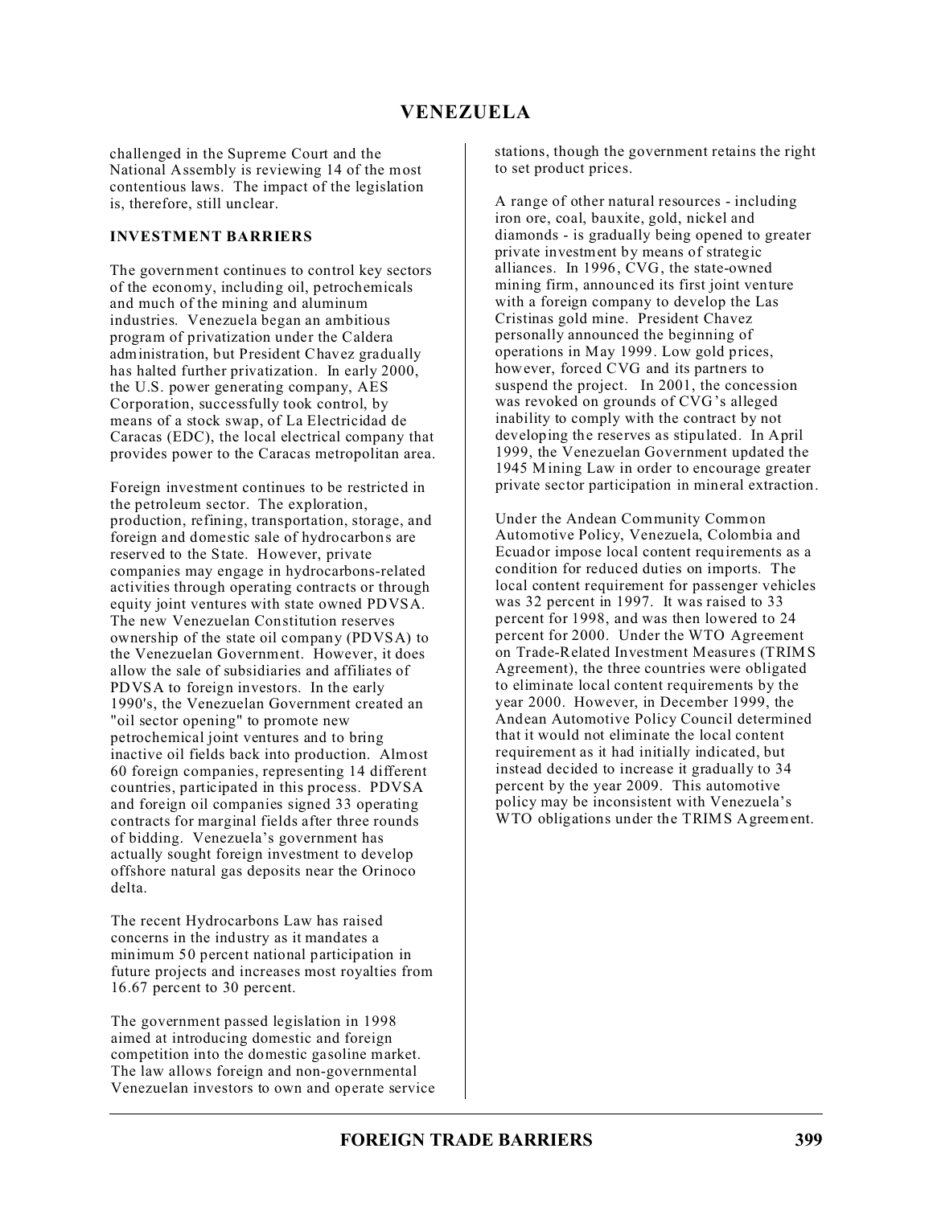challenged in the Supreme Court and the National Assembly is reviewing 14 of the most contentious laws. The impact of the legislation is, therefore, still unclear.

**INVESTMENT BARRIERS**

The government continues to control key sectors of the economy, including oil, petrochemicals and much of the mining and aluminum industries. Venezuela began an ambitious program of privatization under the Caldera administration, but President Chavez gradually has halted further privatization. In early 2000, the U.S. power generating company, AES Corporation, successfully took control, by means of a stock swap, of La Electricidad de Caracas (EDC), the local electrical company that provides power to the Caracas metropolitan area.

Foreign investment continues to be restricted in the petroleum sector. The exploration, production, refining, transportation, storage, and foreign and domestic sale of hydrocarbons are reserved to the State. However, private companies may engage in hydrocarbons-related activities through operating contracts or through equity joint ventures with state owned PDVSA. The new Venezuelan Constitution reserves ownership of the state oil company (PDVSA) to the Venezuelan Government. However, it does allow the sale of subsidiaries and affiliates of PDVSA to foreign investors. In the early 1990's, the Venezuelan Government created an "oil sector opening" to promote new petrochemical joint ventures and to bring inactive oil fields back into production. Almost 60 foreign companies, representing 14 different countries, participated in this process. PDVSA and foreign oil companies signed 33 operating contracts for marginal fields after three rounds of bidding. Venezuela's government has actually sought foreign investment to develop offshore natural gas deposits near the Orinoco delta.

The recent Hydrocarbons Law has raised concerns in the industry as it mandates a minimum 50 percent national participation in future projects and increases most royalties from 16.67 percent to 30 percent.

The government passed legislation in 1998 aimed at introducing domestic and foreign competition into the domestic gasoline market. The law allows foreign and non-governmental Venezuelan investors to own and operate service stations, though the government retains the right to set product prices.

A range of other natural resources - including iron ore, coal, bauxite, gold, nickel and diamonds - is gradually being opened to greater private investment by means of strategic alliances. In 1996, CVG, the state-owned mining firm, announced its first joint venture with a foreign company to develop the Las Cristinas gold mine. President Chavez personally announced the beginning of operations in May 1999. Low gold prices, however, forced CVG and its partners to suspend the project. In 2001, the concession was revoked on grounds of CVG's alleged inability to comply with the contract by not developing the reserves as stipulated. In April 1999, the Venezuelan Government updated the 1945 Mining Law in order to encourage greater private sector participation in mineral extraction.

Under the Andean Community Common Automotive Policy, Venezuela, Colombia and Ecuador impose local content requirements as a condition for reduced duties on imports. The local content requirement for passenger vehicles was 32 percent in 1997. It was raised to 33 percent for 1998, and was then lowered to 24 percent for 2000. Under the WTO Agreement on Trade-Related Investment Measures (TRIMS Agreement), the three countries were obligated to eliminate local content requirements by the year 2000. However, in December 1999, the Andean Automotive Policy Council determined that it would not eliminate the local content requirement as it had initially indicated, but instead decided to increase it gradually to 34 percent by the year 2009. This automotive policy may be inconsistent with Venezuela's WTO obligations under the TRIMS Agreement.